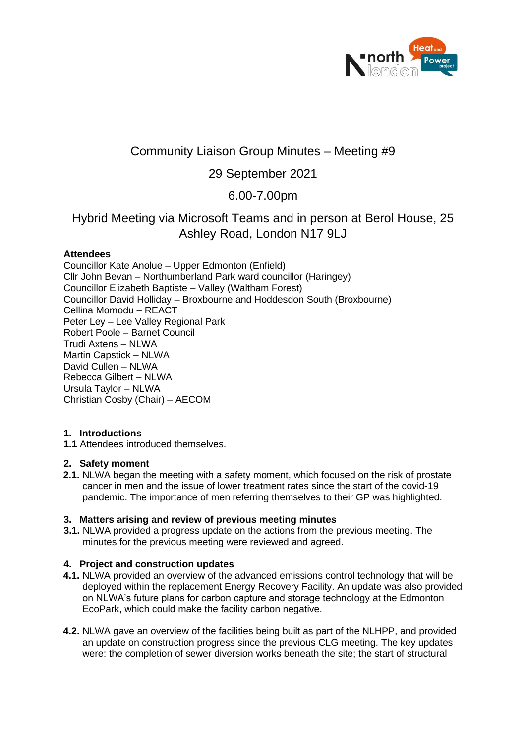# Community Liaison Group Minutes – Meeting #9

## 29 September 2021

## 6.00-7.00pm

## Hybrid Meeting via Microsoft Teams and in person at Berol House, 25 Ashley Road, London N17 9LJ

**Attendees**

Councillor Kate Anolue – Upper Edmonton (Enfield)
Cllr John Bevan – Northumberland Park ward councillor (Haringey)
Councillor Elizabeth Baptiste – Valley (Waltham Forest)
Councillor David Holliday – Broxbourne and Hoddesdon South (Broxbourne)
Cellina Momodu – REACT
Peter Ley – Lee Valley Regional Park
Robert Poole – Barnet Council
Trudi Axtens – NLWA
Martin Capstick – NLWA
David Cullen – NLWA
Rebecca Gilbert – NLWA
Ursula Taylor – NLWA
Christian Cosby (Chair) – AECOM

**1. Introductions**

**1.1** Attendees introduced themselves.

**2. Safety moment**

**2.1.** NLWA began the meeting with a safety moment, which focused on the risk of prostate cancer in men and the issue of lower treatment rates since the start of the covid-19 pandemic. The importance of men referring themselves to their GP was highlighted.

**3. Matters arising and review of previous meeting minutes**

**3.1.** NLWA provided a progress update on the actions from the previous meeting. The minutes for the previous meeting were reviewed and agreed.

**4. Project and construction updates**

**4.1.** NLWA provided an overview of the advanced emissions control technology that will be deployed within the replacement Energy Recovery Facility. An update was also provided on NLWA's future plans for carbon capture and storage technology at the Edmonton EcoPark, which could make the facility carbon negative.

**4.2.** NLWA gave an overview of the facilities being built as part of the NLHPP, and provided an update on construction progress since the previous CLG meeting. The key updates were: the completion of sewer diversion works beneath the site; the start of structural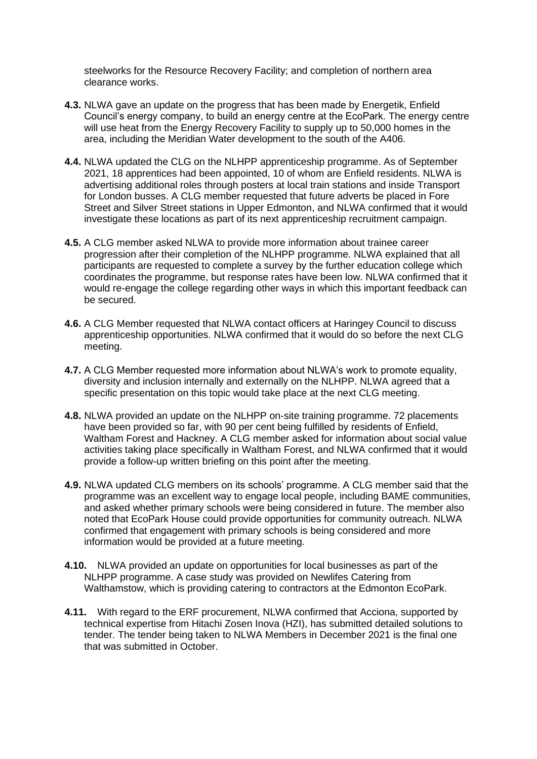steelworks for the Resource Recovery Facility; and completion of northern area clearance works.

**4.3.** NLWA gave an update on the progress that has been made by Energetik, Enfield Council's energy company, to build an energy centre at the EcoPark. The energy centre will use heat from the Energy Recovery Facility to supply up to 50,000 homes in the area, including the Meridian Water development to the south of the A406.

**4.4.** NLWA updated the CLG on the NLHPP apprenticeship programme. As of September 2021, 18 apprentices had been appointed, 10 of whom are Enfield residents. NLWA is advertising additional roles through posters at local train stations and inside Transport for London busses. A CLG member requested that future adverts be placed in Fore Street and Silver Street stations in Upper Edmonton, and NLWA confirmed that it would investigate these locations as part of its next apprenticeship recruitment campaign.

**4.5.** A CLG member asked NLWA to provide more information about trainee career progression after their completion of the NLHPP programme. NLWA explained that all participants are requested to complete a survey by the further education college which coordinates the programme, but response rates have been low. NLWA confirmed that it would re-engage the college regarding other ways in which this important feedback can be secured.

**4.6.** A CLG Member requested that NLWA contact officers at Haringey Council to discuss apprenticeship opportunities. NLWA confirmed that it would do so before the next CLG meeting.

**4.7.** A CLG Member requested more information about NLWA's work to promote equality, diversity and inclusion internally and externally on the NLHPP. NLWA agreed that a specific presentation on this topic would take place at the next CLG meeting.

**4.8.** NLWA provided an update on the NLHPP on-site training programme. 72 placements have been provided so far, with 90 per cent being fulfilled by residents of Enfield, Waltham Forest and Hackney. A CLG member asked for information about social value activities taking place specifically in Waltham Forest, and NLWA confirmed that it would provide a follow-up written briefing on this point after the meeting.

**4.9.** NLWA updated CLG members on its schools' programme. A CLG member said that the programme was an excellent way to engage local people, including BAME communities, and asked whether primary schools were being considered in future. The member also noted that EcoPark House could provide opportunities for community outreach. NLWA confirmed that engagement with primary schools is being considered and more information would be provided at a future meeting.

**4.10.** NLWA provided an update on opportunities for local businesses as part of the NLHPP programme. A case study was provided on Newlifes Catering from Walthamstow, which is providing catering to contractors at the Edmonton EcoPark.

**4.11.** With regard to the ERF procurement, NLWA confirmed that Acciona, supported by technical expertise from Hitachi Zosen Inova (HZI), has submitted detailed solutions to tender. The tender being taken to NLWA Members in December 2021 is the final one that was submitted in October.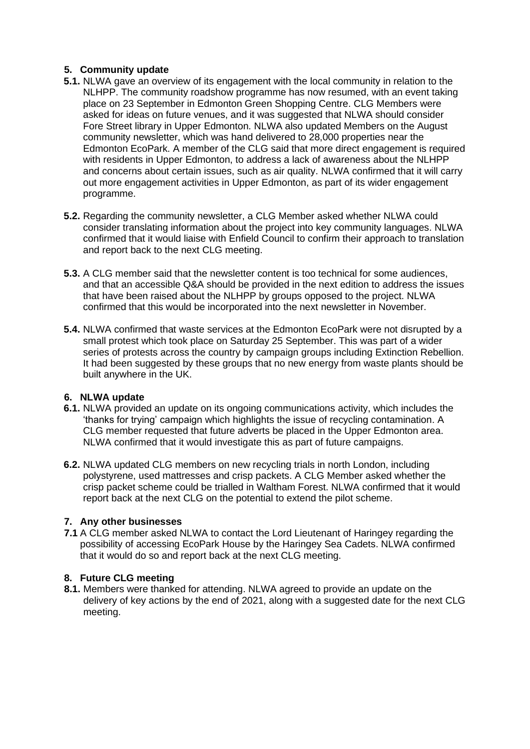## 5. Community update

**5.1.** NLWA gave an overview of its engagement with the local community in relation to the NLHPP. The community roadshow programme has now resumed, with an event taking place on 23 September in Edmonton Green Shopping Centre. CLG Members were asked for ideas on future venues, and it was suggested that NLWA should consider Fore Street library in Upper Edmonton. NLWA also updated Members on the August community newsletter, which was hand delivered to 28,000 properties near the Edmonton EcoPark. A member of the CLG said that more direct engagement is required with residents in Upper Edmonton, to address a lack of awareness about the NLHPP and concerns about certain issues, such as air quality. NLWA confirmed that it will carry out more engagement activities in Upper Edmonton, as part of its wider engagement programme.

**5.2.** Regarding the community newsletter, a CLG Member asked whether NLWA could consider translating information about the project into key community languages. NLWA confirmed that it would liaise with Enfield Council to confirm their approach to translation and report back to the next CLG meeting.

**5.3.** A CLG member said that the newsletter content is too technical for some audiences, and that an accessible Q&A should be provided in the next edition to address the issues that have been raised about the NLHPP by groups opposed to the project. NLWA confirmed that this would be incorporated into the next newsletter in November.

**5.4.** NLWA confirmed that waste services at the Edmonton EcoPark were not disrupted by a small protest which took place on Saturday 25 September. This was part of a wider series of protests across the country by campaign groups including Extinction Rebellion. It had been suggested by these groups that no new energy from waste plants should be built anywhere in the UK.

## 6. NLWA update

**6.1.** NLWA provided an update on its ongoing communications activity, which includes the 'thanks for trying' campaign which highlights the issue of recycling contamination. A CLG member requested that future adverts be placed in the Upper Edmonton area. NLWA confirmed that it would investigate this as part of future campaigns.

**6.2.** NLWA updated CLG members on new recycling trials in north London, including polystyrene, used mattresses and crisp packets. A CLG Member asked whether the crisp packet scheme could be trialled in Waltham Forest. NLWA confirmed that it would report back at the next CLG on the potential to extend the pilot scheme.

## 7. Any other businesses

**7.1** A CLG member asked NLWA to contact the Lord Lieutenant of Haringey regarding the possibility of accessing EcoPark House by the Haringey Sea Cadets. NLWA confirmed that it would do so and report back at the next CLG meeting.

## 8. Future CLG meeting

**8.1.** Members were thanked for attending. NLWA agreed to provide an update on the delivery of key actions by the end of 2021, along with a suggested date for the next CLG meeting.